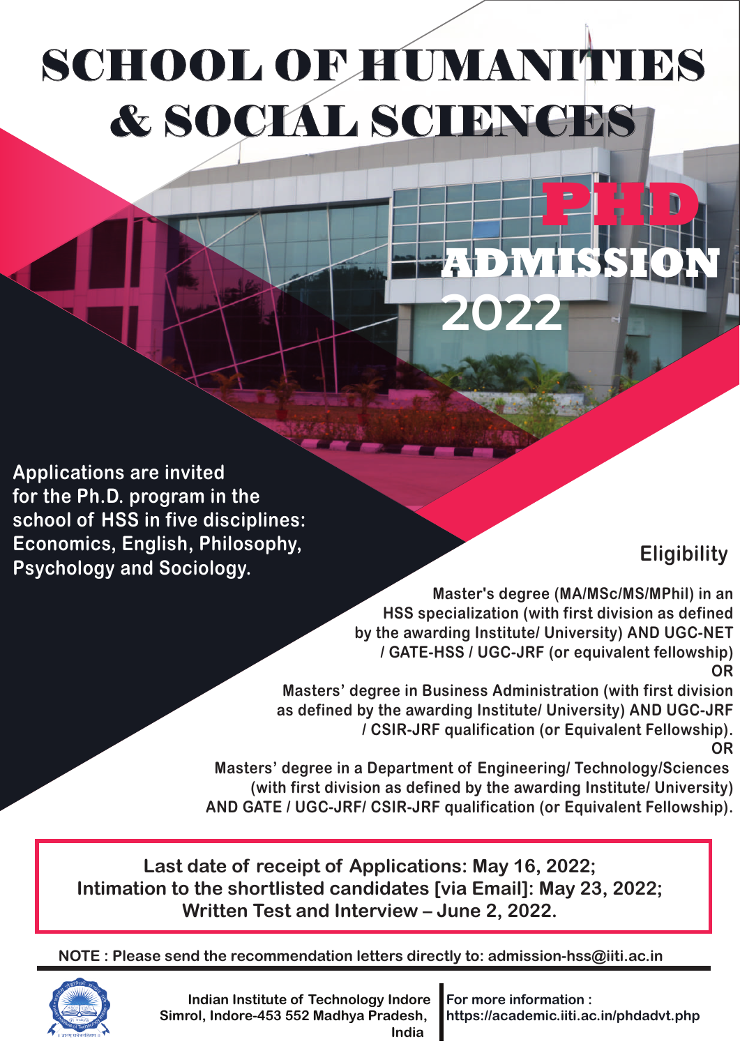# SCHOOL OF HUMANITIES & SOCIAL SCIENCES

## PHD ADMISSION 2022

Applications are invited for the Ph.D. program in the school of HSS in five disciplines: Economics, English, Philosophy, Psychology and Sociology.

### Eligibility

Master's degree (MA/MSc/MS/MPhil) in an HSS specialization (with first division as defined by the awarding Institute/ University) AND UGC-NET / GATE-HSS / UGC-JRF (or equivalent fellowship)

**OR**

Masters' degree in Business Administration (with first division as defined by the awarding Institute/ University) AND UGC-JRF / CSIR-JRF qualification (or Equivalent Fellowship).

**OR**

Masters' degree in a Department of Engineering/ Technology/Sciences (with first division as defined by the awarding Institute/ University) AND GATE / UGC-JRF/ CSIR-JRF qualification (or Equivalent Fellowship).

**Last date of receipt of Applications: May 16, 2022;**
**Intimation to the shortlisted candidates [via Email]: May 23, 2022;**
**Written Test and Interview – June 2, 2022.**

**NOTE : Please send the recommendation letters directly to: admission-hss@iiti.ac.in**

Indian Institute of Technology Indore
Simrol, Indore-453 552 Madhya Pradesh, India

For more information :
https://academic.iiti.ac.in/phdadvt.php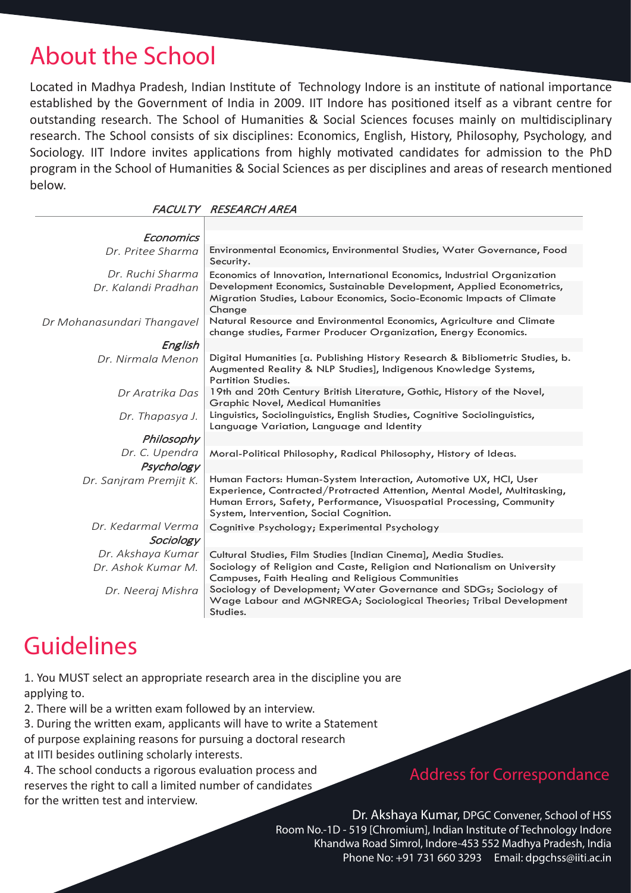# About the School

Located in Madhya Pradesh, Indian Institute of Technology Indore is an institute of national importance established by the Government of India in 2009. IIT Indore has positioned itself as a vibrant centre for outstanding research. The School of Humanities & Social Sciences focuses mainly on multidisciplinary research. The School consists of six disciplines: Economics, English, History, Philosophy, Psychology, and Sociology. IIT Indore invites applications from highly motivated candidates for admission to the PhD program in the School of Humanities & Social Sciences as per disciplines and areas of research mentioned below.

| *FACULTY* | *RESEARCH AREA* |
|---|---|
| *Economics* | |
| *Dr. Pritee Sharma* | Environmental Economics, Environmental Studies, Water Governance, Food Security. |
| *Dr. Ruchi Sharma* | Economics of Innovation, International Economics, Industrial Organization |
| *Dr. Kalandi Pradhan* | Development Economics, Sustainable Development, Applied Econometrics, Migration Studies, Labour Economics, Socio-Economic Impacts of Climate Change |
| *Dr Mohanasundari Thangavel* | Natural Resource and Environmental Economics, Agriculture and Climate change studies, Farmer Producer Organization, Energy Economics. |
| *English* | |
| *Dr. Nirmala Menon* | Digital Humanities [a. Publishing History Research & Bibliometric Studies, b. Augmented Reality & NLP Studies], Indigenous Knowledge Systems, Partition Studies. |
| *Dr Aratrika Das* | 19th and 20th Century British Literature, Gothic, History of the Novel, Graphic Novel, Medical Humanities |
| *Dr. Thapasya J.* | Linguistics, Sociolinguistics, English Studies, Cognitive Sociolinguistics, Language Variation, Language and Identity |
| *Philosophy* | |
| *Dr. C. Upendra* | Moral-Political Philosophy, Radical Philosophy, History of Ideas. |
| *Psychology* | |
| *Dr. Sanjram Premjit K.* | Human Factors: Human-System Interaction, Automotive UX, HCI, User Experience, Contracted/Protracted Attention, Mental Model, Multitasking, Human Errors, Safety, Performance, Visuospatial Processing, Community System, Intervention, Social Cognition. |
| *Dr. Kedarmal Verma* | Cognitive Psychology; Experimental Psychology |
| *Sociology* | |
| *Dr. Akshaya Kumar* | Cultural Studies, Film Studies [Indian Cinema], Media Studies. |
| *Dr. Ashok Kumar M.* | Sociology of Religion and Caste, Religion and Nationalism on University Campuses, Faith Healing and Religious Communities |
| *Dr. Neeraj Mishra* | Sociology of Development; Water Governance and SDGs; Sociology of Wage Labour and MGNREGA; Sociological Theories; Tribal Development Studies. |

# Guidelines

1. You MUST select an appropriate research area in the discipline you are applying to.
2. There will be a written exam followed by an interview.
3. During the written exam, applicants will have to write a Statement of purpose explaining reasons for pursuing a doctoral research at IITI besides outlining scholarly interests.
4. The school conducts a rigorous evaluation process and reserves the right to call a limited number of candidates for the written test and interview.

## Address for Correspondance

Dr. Akshaya Kumar, DPGC Convener, School of HSS
Room No.-1D - 519 [Chromium], Indian Institute of Technology Indore
Khandwa Road Simrol, Indore-453 552 Madhya Pradesh, India
Phone No: +91 731 660 3293 Email: dpgchss@iiti.ac.in